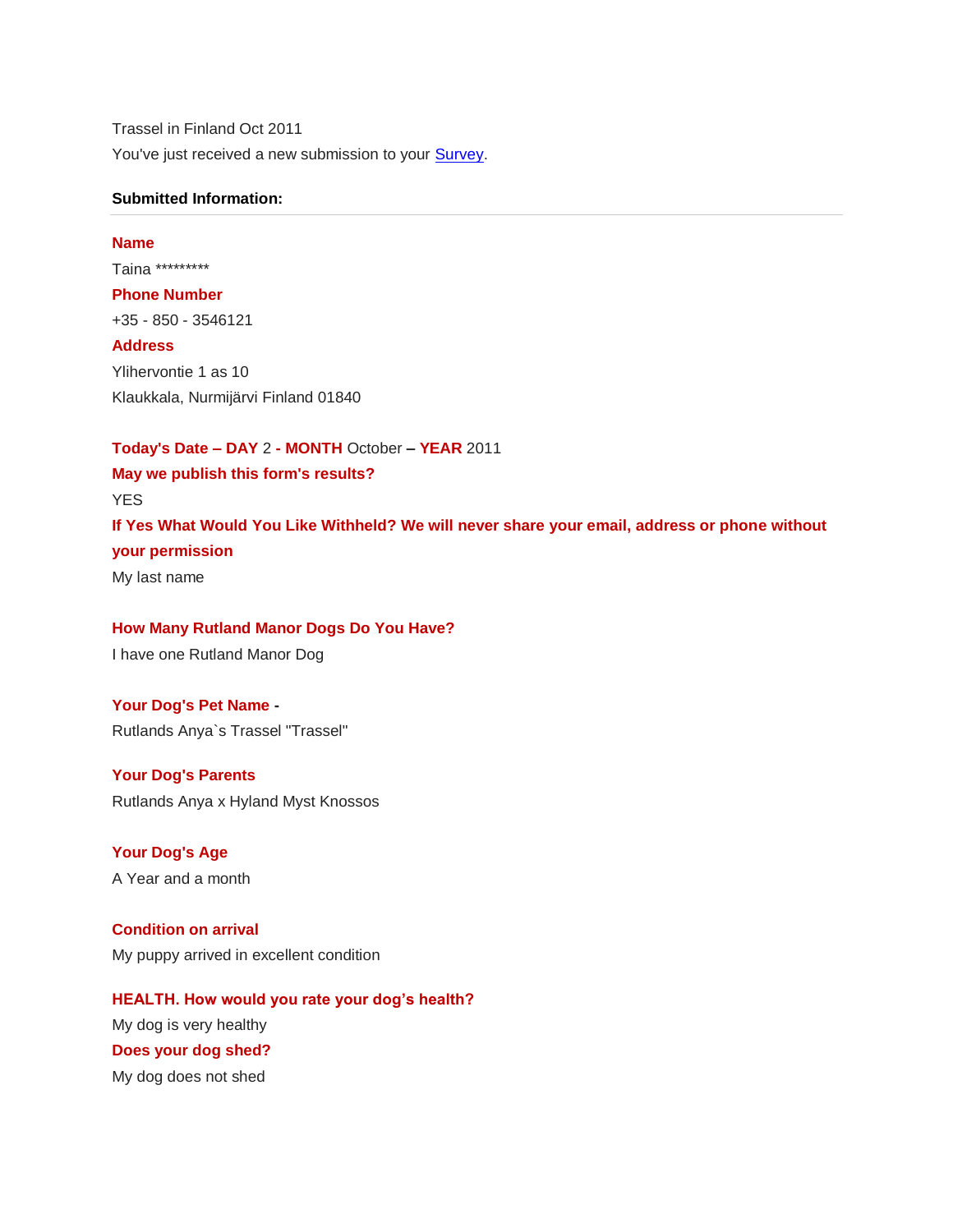Trassel in Finland Oct 2011

You've just received a new submission to your [Survey](#).

**Submitted Information:**

---

**Name**

Taina *********

**Phone Number**

+35 - 850 - 3546121

**Address**

Ylihervontie 1 as 10

Klaukkala, Nurmijärvi Finland 01840

**Today's Date – DAY** 2 **- MONTH** October **– YEAR** 2011

**May we publish this form's results?**

YES

**If Yes What Would You Like Withheld? We will never share your email, address or phone without your permission**

My last name

**How Many Rutland Manor Dogs Do You Have?**

I have one Rutland Manor Dog

**Your Dog's Pet Name -**

Rutlands Anya`s Trassel "Trassel"

**Your Dog's Parents**

Rutlands Anya x Hyland Myst Knossos

**Your Dog's Age**

A Year and a month

**Condition on arrival**

My puppy arrived in excellent condition

**HEALTH. How would you rate your dog's health?**

My dog is very healthy

**Does your dog shed?**

My dog does not shed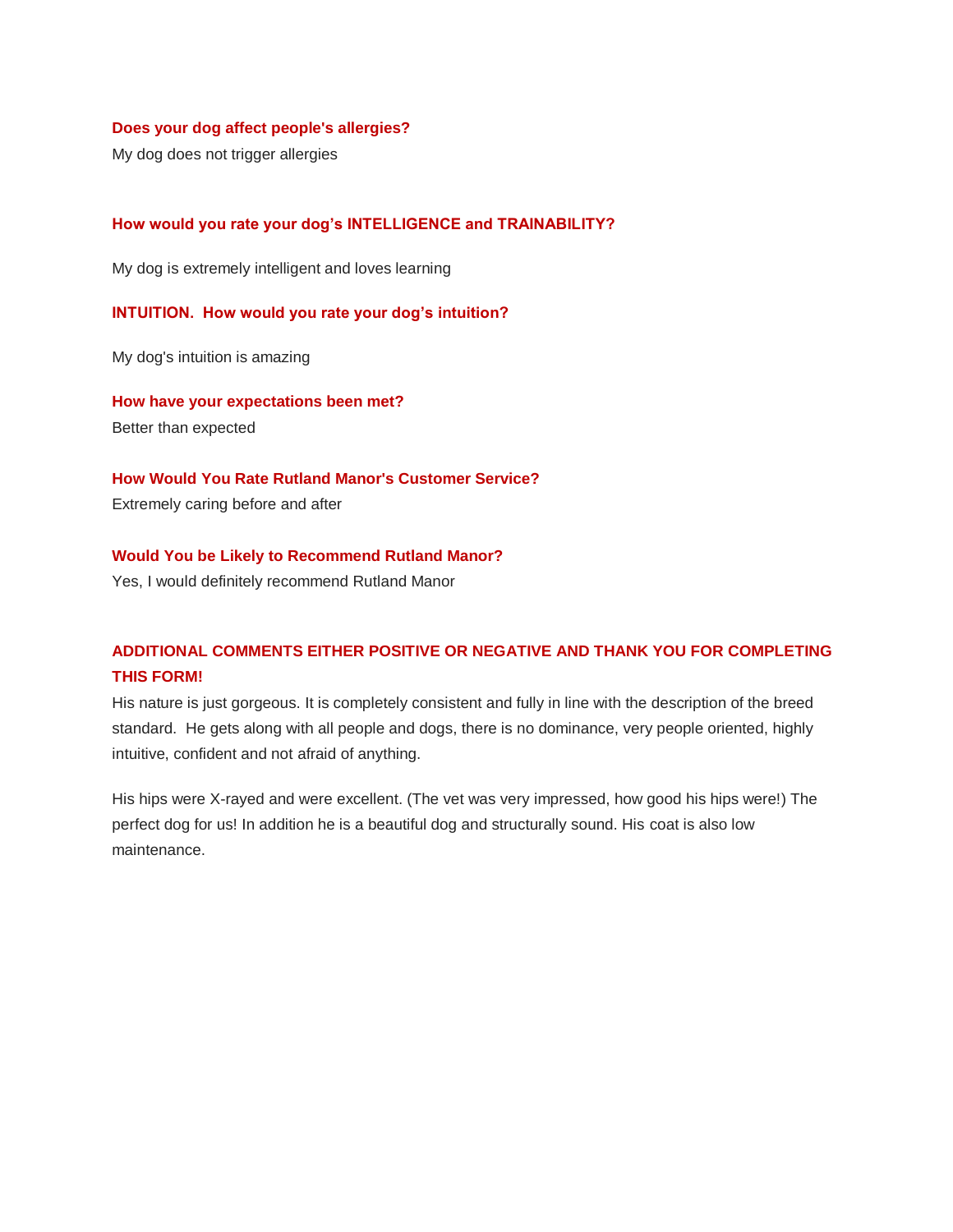**Does your dog affect people's allergies?**

My dog does not trigger allergies

**How would you rate your dog’s INTELLIGENCE and TRAINABILITY?**

My dog is extremely intelligent and loves learning

**INTUITION. How would you rate your dog’s intuition?**

My dog's intuition is amazing

**How have your expectations been met?**

Better than expected

**How Would You Rate Rutland Manor's Customer Service?**

Extremely caring before and after

**Would You be Likely to Recommend Rutland Manor?**

Yes, I would definitely recommend Rutland Manor

**ADDITIONAL COMMENTS EITHER POSITIVE OR NEGATIVE AND THANK YOU FOR COMPLETING THIS FORM!**

His nature is just gorgeous. It is completely consistent and fully in line with the description of the breed standard. He gets along with all people and dogs, there is no dominance, very people oriented, highly intuitive, confident and not afraid of anything.

His hips were X-rayed and were excellent. (The vet was very impressed, how good his hips were!) The perfect dog for us! In addition he is a beautiful dog and structurally sound. His coat is also low maintenance.